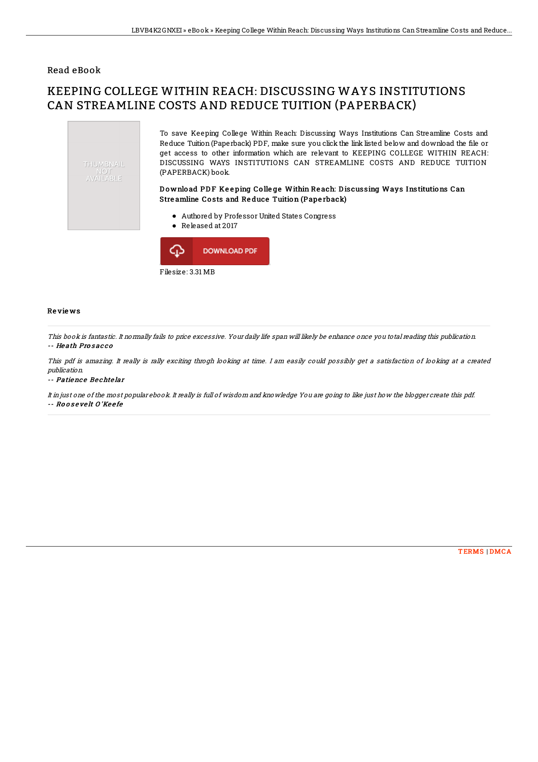Read eBook

# KEEPING COLLEGE WITHIN REACH: DISCUSSING WAYS INSTITUTIONS CAN STREAMLINE COSTS AND REDUCE TUITION (PAPERBACK)

THUMBNAIL NOT AVAILABLE

To save Keeping College Within Reach: Discussing Ways Institutions Can Streamline Costs and Reduce Tuition (Paperback) PDF, make sure you click the link listed below and download the file or get access to other information which are relevant to KEEPING COLLEGE WITHIN REACH: DISCUSSING WAYS INSTITUTIONS CAN STREAMLINE COSTS AND REDUCE TUITION (PAPERBACK) book.

### Download PDF Keeping College Within Reach: Discussing Ways Institutions Can Streamline Costs and Reduce Tuition (Paperback)

- Authored by Professor United States Congress
- Released at 2017

DOWNLOAD PDF

Filesize: 3.31 MB

## Reviews

*This book is fantastic. It normally fails to price excessive. Your daily life span will likely be enhance once you total reading this publication.*
-- ***Heath Prosacco***

*This pdf is amazing. It really is rally exciting throgh looking at time. I am easily could possibly get a satisfaction of looking at a created publication.*
-- ***Patience Bechtelar***

*It in just one of the most popular ebook. It really is full of wisdom and knowledge You are going to like just how the blogger create this pdf.*
-- ***Roosevelt O'Keefe***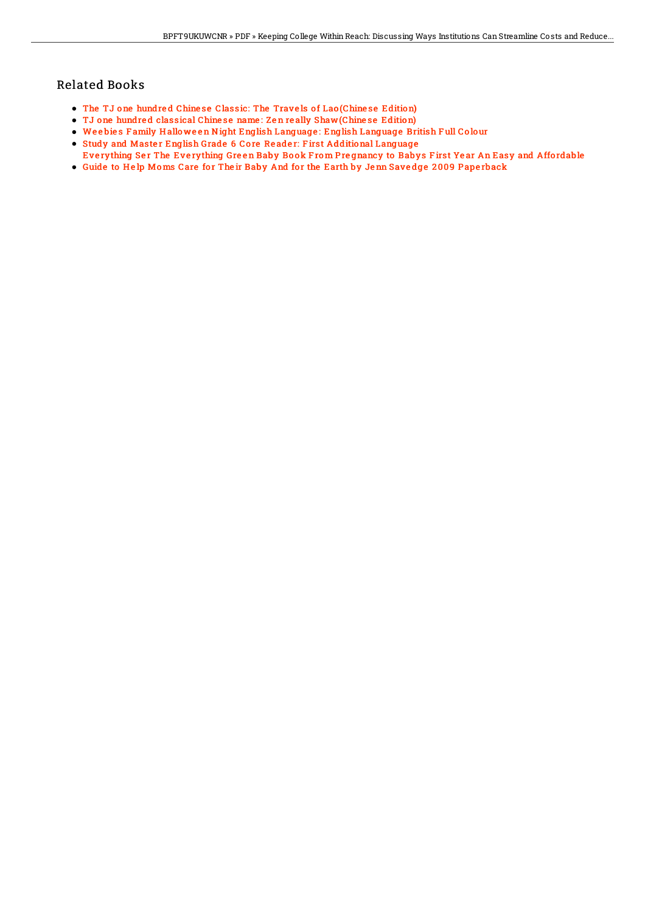## Related Books

- The TJ one hundred Chinese Classic: The Travels of Lao(Chinese Edition)
- TJ one hundred classical Chinese name: Zen really Shaw(Chinese Edition)
- Weebies Family Halloween Night English Language: English Language British Full Colour
- Study and Master English Grade 6 Core Reader: First Additional Language
- Everything Ser The Everything Green Baby Book From Pregnancy to Babys First Year An Easy and Affordable Guide to Help Moms Care for Their Baby And for the Earth by Jenn Savedge 2009 Paperback